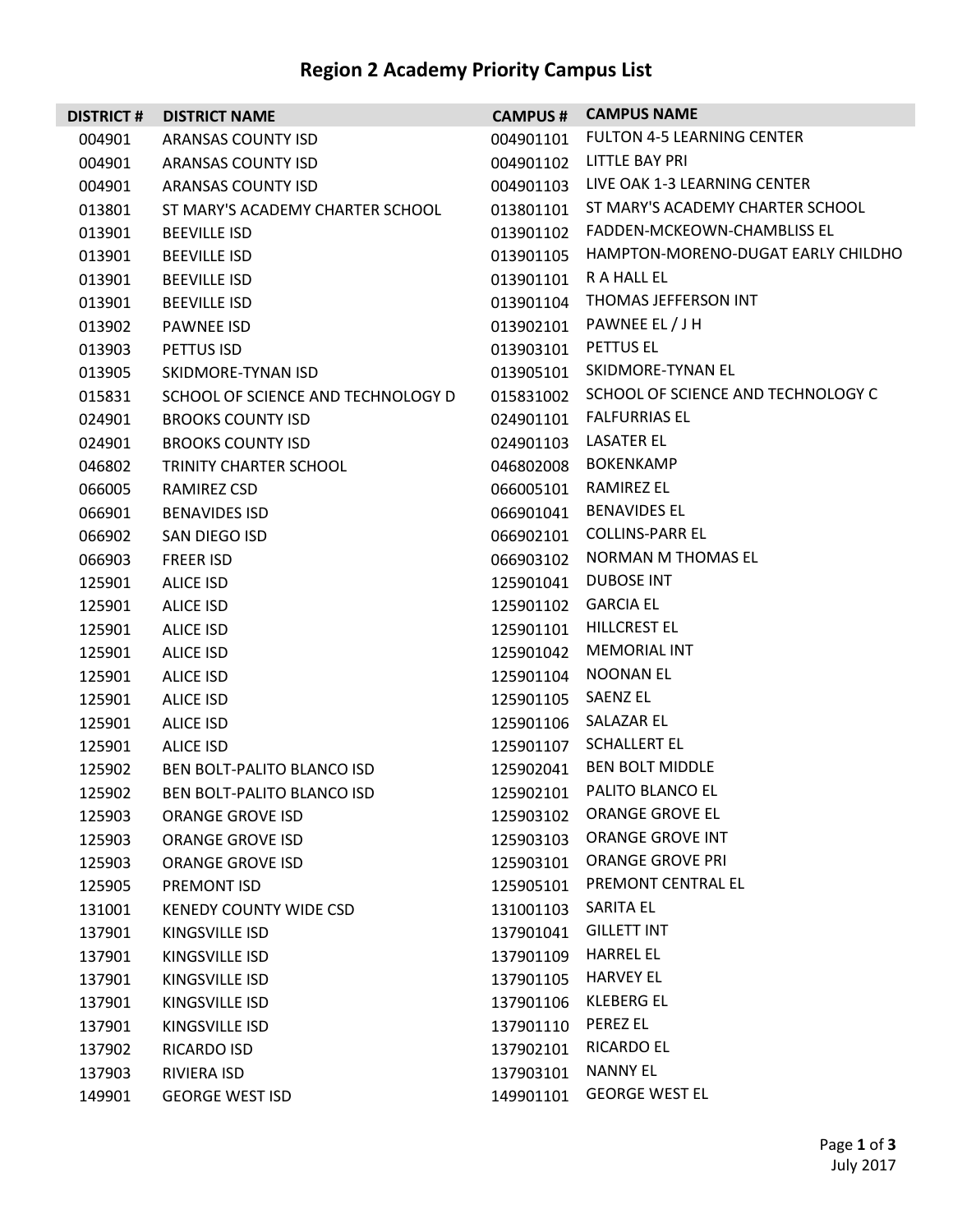# Region 2 Academy Priority Campus List

| DISTRICT # | DISTRICT NAME | CAMPUS # | CAMPUS NAME |
|---|---|---|---|
| 004901 | ARANSAS COUNTY ISD | 004901101 | FULTON 4-5 LEARNING CENTER |
| 004901 | ARANSAS COUNTY ISD | 004901102 | LITTLE BAY PRI |
| 004901 | ARANSAS COUNTY ISD | 004901103 | LIVE OAK 1-3 LEARNING CENTER |
| 013801 | ST MARY'S ACADEMY CHARTER SCHOOL | 013801101 | ST MARY'S ACADEMY CHARTER SCHOOL |
| 013901 | BEEVILLE ISD | 013901102 | FADDEN-MCKEOWN-CHAMBLISS EL |
| 013901 | BEEVILLE ISD | 013901105 | HAMPTON-MORENO-DUGAT EARLY CHILDHO |
| 013901 | BEEVILLE ISD | 013901101 | R A HALL EL |
| 013901 | BEEVILLE ISD | 013901104 | THOMAS JEFFERSON INT |
| 013902 | PAWNEE ISD | 013902101 | PAWNEE EL / J H |
| 013903 | PETTUS ISD | 013903101 | PETTUS EL |
| 013905 | SKIDMORE-TYNAN ISD | 013905101 | SKIDMORE-TYNAN EL |
| 015831 | SCHOOL OF SCIENCE AND TECHNOLOGY D | 015831002 | SCHOOL OF SCIENCE AND TECHNOLOGY C |
| 024901 | BROOKS COUNTY ISD | 024901101 | FALFURRIAS EL |
| 024901 | BROOKS COUNTY ISD | 024901103 | LASATER EL |
| 046802 | TRINITY CHARTER SCHOOL | 046802008 | BOKENKAMP |
| 066005 | RAMIREZ CSD | 066005101 | RAMIREZ EL |
| 066901 | BENAVIDES ISD | 066901041 | BENAVIDES EL |
| 066902 | SAN DIEGO ISD | 066902101 | COLLINS-PARR EL |
| 066903 | FREER ISD | 066903102 | NORMAN M THOMAS EL |
| 125901 | ALICE ISD | 125901041 | DUBOSE INT |
| 125901 | ALICE ISD | 125901102 | GARCIA EL |
| 125901 | ALICE ISD | 125901101 | HILLCREST EL |
| 125901 | ALICE ISD | 125901042 | MEMORIAL INT |
| 125901 | ALICE ISD | 125901104 | NOONAN EL |
| 125901 | ALICE ISD | 125901105 | SAENZ EL |
| 125901 | ALICE ISD | 125901106 | SALAZAR EL |
| 125901 | ALICE ISD | 125901107 | SCHALLERT EL |
| 125902 | BEN BOLT-PALITO BLANCO ISD | 125902041 | BEN BOLT MIDDLE |
| 125902 | BEN BOLT-PALITO BLANCO ISD | 125902101 | PALITO BLANCO EL |
| 125903 | ORANGE GROVE ISD | 125903102 | ORANGE GROVE EL |
| 125903 | ORANGE GROVE ISD | 125903103 | ORANGE GROVE INT |
| 125903 | ORANGE GROVE ISD | 125903101 | ORANGE GROVE PRI |
| 125905 | PREMONT ISD | 125905101 | PREMONT CENTRAL EL |
| 131001 | KENEDY COUNTY WIDE CSD | 131001103 | SARITA EL |
| 137901 | KINGSVILLE ISD | 137901041 | GILLETT INT |
| 137901 | KINGSVILLE ISD | 137901109 | HARREL EL |
| 137901 | KINGSVILLE ISD | 137901105 | HARVEY EL |
| 137901 | KINGSVILLE ISD | 137901106 | KLEBERG EL |
| 137901 | KINGSVILLE ISD | 137901110 | PEREZ EL |
| 137902 | RICARDO ISD | 137902101 | RICARDO EL |
| 137903 | RIVIERA ISD | 137903101 | NANNY EL |
| 149901 | GEORGE WEST ISD | 149901101 | GEORGE WEST EL |

July 2017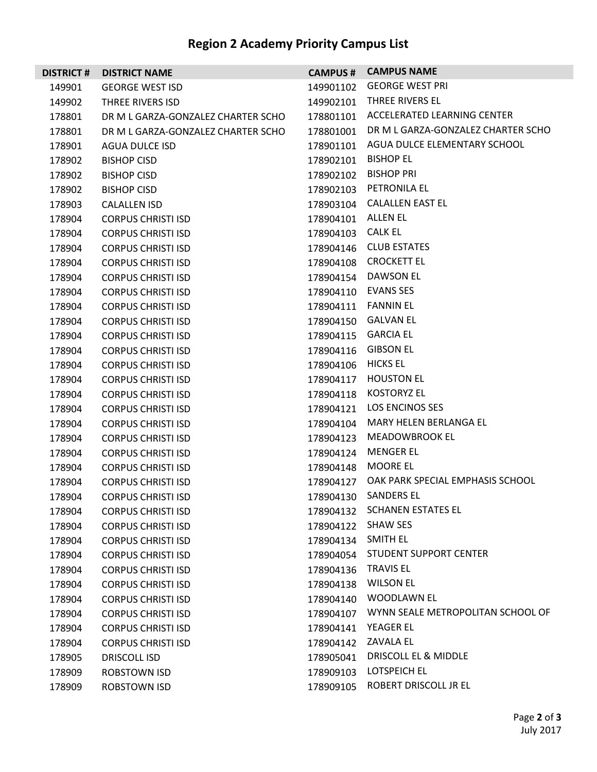# Region 2 Academy Priority Campus List

| DISTRICT # | DISTRICT NAME | CAMPUS # | CAMPUS NAME |
|---|---|---|---|
| 149901 | GEORGE WEST ISD | 149901102 | GEORGE WEST PRI |
| 149902 | THREE RIVERS ISD | 149902101 | THREE RIVERS EL |
| 178801 | DR M L GARZA-GONZALEZ CHARTER SCHO | 178801101 | ACCELERATED LEARNING CENTER |
| 178801 | DR M L GARZA-GONZALEZ CHARTER SCHO | 178801001 | DR M L GARZA-GONZALEZ CHARTER SCHO |
| 178901 | AGUA DULCE ISD | 178901101 | AGUA DULCE ELEMENTARY SCHOOL |
| 178902 | BISHOP CISD | 178902101 | BISHOP EL |
| 178902 | BISHOP CISD | 178902102 | BISHOP PRI |
| 178902 | BISHOP CISD | 178902103 | PETRONILA EL |
| 178903 | CALALLEN ISD | 178903104 | CALALLEN EAST EL |
| 178904 | CORPUS CHRISTI ISD | 178904101 | ALLEN EL |
| 178904 | CORPUS CHRISTI ISD | 178904103 | CALK EL |
| 178904 | CORPUS CHRISTI ISD | 178904146 | CLUB ESTATES |
| 178904 | CORPUS CHRISTI ISD | 178904108 | CROCKETT EL |
| 178904 | CORPUS CHRISTI ISD | 178904154 | DAWSON EL |
| 178904 | CORPUS CHRISTI ISD | 178904110 | EVANS SES |
| 178904 | CORPUS CHRISTI ISD | 178904111 | FANNIN EL |
| 178904 | CORPUS CHRISTI ISD | 178904150 | GALVAN EL |
| 178904 | CORPUS CHRISTI ISD | 178904115 | GARCIA EL |
| 178904 | CORPUS CHRISTI ISD | 178904116 | GIBSON EL |
| 178904 | CORPUS CHRISTI ISD | 178904106 | HICKS EL |
| 178904 | CORPUS CHRISTI ISD | 178904117 | HOUSTON EL |
| 178904 | CORPUS CHRISTI ISD | 178904118 | KOSTORYZ EL |
| 178904 | CORPUS CHRISTI ISD | 178904121 | LOS ENCINOS SES |
| 178904 | CORPUS CHRISTI ISD | 178904104 | MARY HELEN BERLANGA EL |
| 178904 | CORPUS CHRISTI ISD | 178904123 | MEADOWBROOK EL |
| 178904 | CORPUS CHRISTI ISD | 178904124 | MENGER EL |
| 178904 | CORPUS CHRISTI ISD | 178904148 | MOORE EL |
| 178904 | CORPUS CHRISTI ISD | 178904127 | OAK PARK SPECIAL EMPHASIS SCHOOL |
| 178904 | CORPUS CHRISTI ISD | 178904130 | SANDERS EL |
| 178904 | CORPUS CHRISTI ISD | 178904132 | SCHANEN ESTATES EL |
| 178904 | CORPUS CHRISTI ISD | 178904122 | SHAW SES |
| 178904 | CORPUS CHRISTI ISD | 178904134 | SMITH EL |
| 178904 | CORPUS CHRISTI ISD | 178904054 | STUDENT SUPPORT CENTER |
| 178904 | CORPUS CHRISTI ISD | 178904136 | TRAVIS EL |
| 178904 | CORPUS CHRISTI ISD | 178904138 | WILSON EL |
| 178904 | CORPUS CHRISTI ISD | 178904140 | WOODLAWN EL |
| 178904 | CORPUS CHRISTI ISD | 178904107 | WYNN SEALE METROPOLITAN SCHOOL OF |
| 178904 | CORPUS CHRISTI ISD | 178904141 | YEAGER EL |
| 178904 | CORPUS CHRISTI ISD | 178904142 | ZAVALA EL |
| 178905 | DRISCOLL ISD | 178905041 | DRISCOLL EL & MIDDLE |
| 178909 | ROBSTOWN ISD | 178909103 | LOTSPEICH EL |
| 178909 | ROBSTOWN ISD | 178909105 | ROBERT DRISCOLL JR EL |

July 2017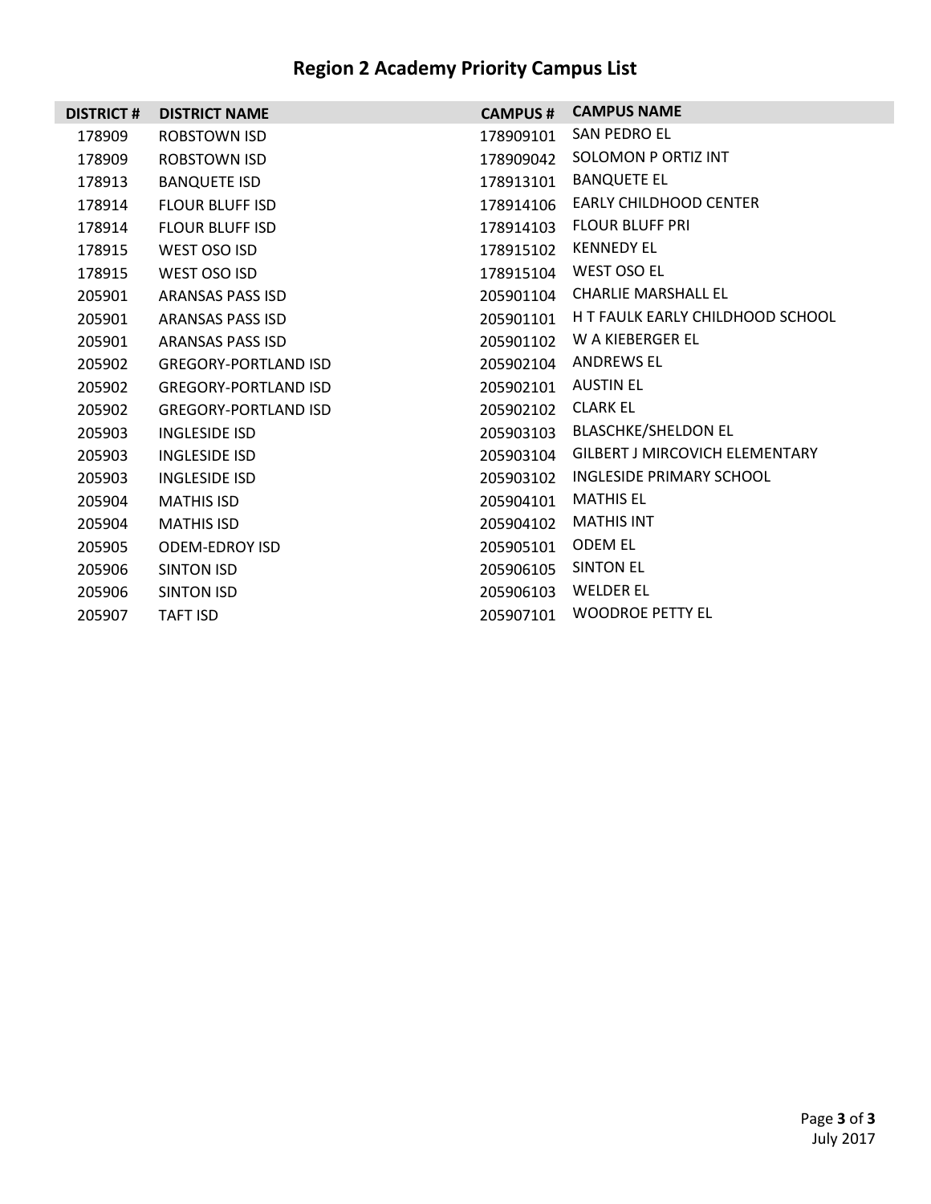# Region 2 Academy Priority Campus List

| DISTRICT # | DISTRICT NAME | CAMPUS # | CAMPUS NAME |
|---|---|---|---|
| 178909 | ROBSTOWN ISD | 178909101 | SAN PEDRO EL |
| 178909 | ROBSTOWN ISD | 178909042 | SOLOMON P ORTIZ INT |
| 178913 | BANQUETE ISD | 178913101 | BANQUETE EL |
| 178914 | FLOUR BLUFF ISD | 178914106 | EARLY CHILDHOOD CENTER |
| 178914 | FLOUR BLUFF ISD | 178914103 | FLOUR BLUFF PRI |
| 178915 | WEST OSO ISD | 178915102 | KENNEDY EL |
| 178915 | WEST OSO ISD | 178915104 | WEST OSO EL |
| 205901 | ARANSAS PASS ISD | 205901104 | CHARLIE MARSHALL EL |
| 205901 | ARANSAS PASS ISD | 205901101 | H T FAULK EARLY CHILDHOOD SCHOOL |
| 205901 | ARANSAS PASS ISD | 205901102 | W A KIEBERGER EL |
| 205902 | GREGORY-PORTLAND ISD | 205902104 | ANDREWS EL |
| 205902 | GREGORY-PORTLAND ISD | 205902101 | AUSTIN EL |
| 205902 | GREGORY-PORTLAND ISD | 205902102 | CLARK EL |
| 205903 | INGLESIDE ISD | 205903103 | BLASCHKE/SHELDON EL |
| 205903 | INGLESIDE ISD | 205903104 | GILBERT J MIRCOVICH ELEMENTARY |
| 205903 | INGLESIDE ISD | 205903102 | INGLESIDE PRIMARY SCHOOL |
| 205904 | MATHIS ISD | 205904101 | MATHIS EL |
| 205904 | MATHIS ISD | 205904102 | MATHIS INT |
| 205905 | ODEM-EDROY ISD | 205905101 | ODEM EL |
| 205906 | SINTON ISD | 205906105 | SINTON EL |
| 205906 | SINTON ISD | 205906103 | WELDER EL |
| 205907 | TAFT ISD | 205907101 | WOODROE PETTY EL |

July 2017